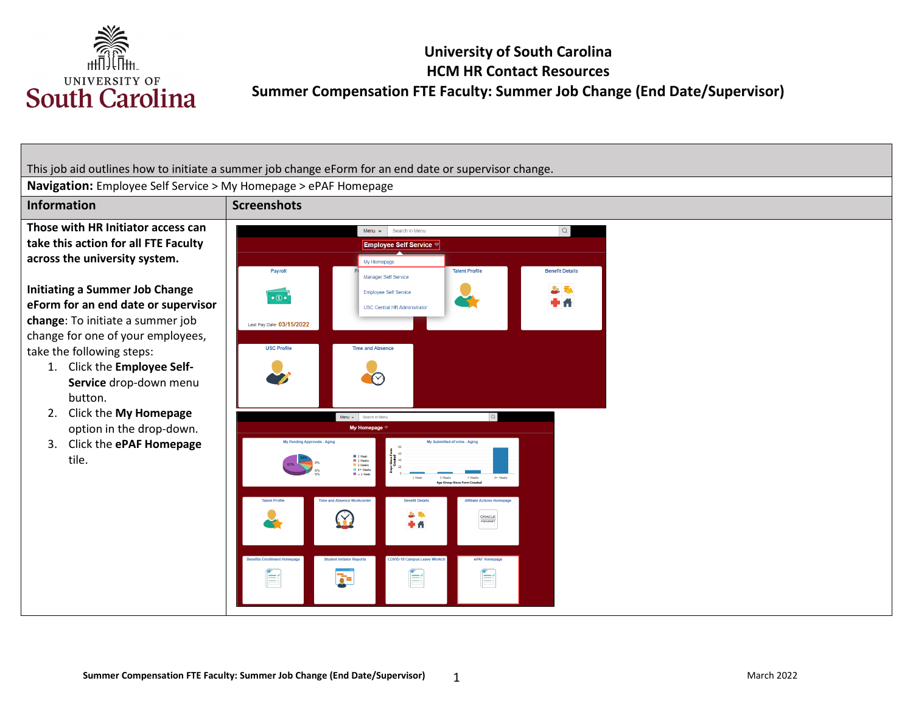# University of South Carolina
## HCM HR Contact Resources
## Summer Compensation FTE Faculty: Summer Job Change (End Date/Supervisor)

This job aid outlines how to initiate a summer job change eForm for an end date or supervisor change.

**Navigation:** Employee Self Service > My Homepage > ePAF Homepage

| Information | Screenshots |
|---|---|
| **Those with HR Initiator access can take this action for all FTE Faculty across the university system.**<br><br>**Initiating a Summer Job Change eForm for an end date or supervisor change**: To initiate a summer job change for one of your employees, take the following steps:<br>1. Click the **Employee Self-Service** drop-down menu button.<br>2. Click the **My Homepage** option in the drop-down.<br>3. Click the **ePAF Homepage** tile. | |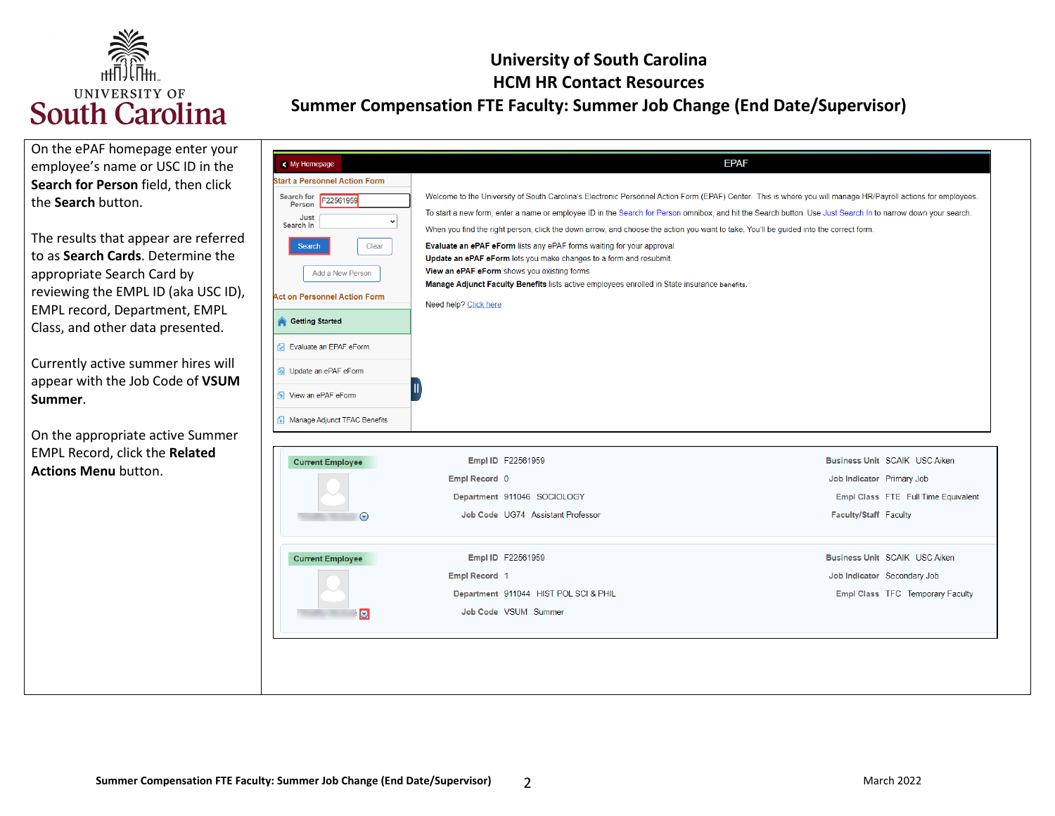# University of South Carolina
## HCM HR Contact Resources
## Summer Compensation FTE Faculty: Summer Job Change (End Date/Supervisor)

On the ePAF homepage enter your employee's name or USC ID in the **Search for Person** field, then click the **Search** button.

The results that appear are referred to as **Search Cards**. Determine the appropriate Search Card by reviewing the EMPL ID (aka USC ID), EMPL record, Department, EMPL Class, and other data presented.

Currently active summer hires will appear with the Job Code of **VSUM Summer**.

On the appropriate active Summer EMPL Record, click the **Related Actions Menu** button.

| My Homepage | EPAF |
|---|---|
| **Start a Personnel Action Form** | Welcome to the University of South Carolina's Electronic Personnel Action Form (EPAF) Center. This is where you will manage HR/Payroll actions for employees. |
| Search for Person: F22561959 | To start a new form, enter a name or employee ID in the Search for Person omnibox, and hit the Search button. Use Just Search In to narrow down your search. |
| Just Search In | When you find the right person, click the down arrow, and choose the action you want to take. You'll be guided into the correct form. |
| Search / Clear | **Evaluate an ePAF eForm** lists any ePAF forms waiting for your approval. |
| Add a New Person | **Update an ePAF eForm** lets you make changes to a form and resubmit. |
| **Act on Personnel Action Form** | **View an ePAF eForm** shows you existing forms. |
| Getting Started | **Manage Adjunct Faculty Benefits** lists active employees enrolled in State insurance benefits. |
| Evaluate an EPAF eForm | Need help? Click here |
| Update an ePAF eForm | |
| View an ePAF eForm | |
| Manage Adjunct TFAC Benefits | |

| Current Employee | | |
|---|---|---|
| | Empl ID: F22561959 | Business Unit: SCAIK USC Aiken |
| | Empl Record: 0 | Job Indicator: Primary Job |
| | Department: 911046 SOCIOLOGY | Empl Class: FTE Full Time Equivalent |
| | Job Code: UG74 Assistant Professor | Faculty/Staff: Faculty |

| Current Employee | | |
|---|---|---|
| | Empl ID: F22561959 | Business Unit: SCAIK USC Aiken |
| | Empl Record: 1 | Job Indicator: Secondary Job |
| | Department: 911044 HIST POL SCI & PHIL | Empl Class: TFC Temporary Faculty |
| | Job Code: VSUM Summer | |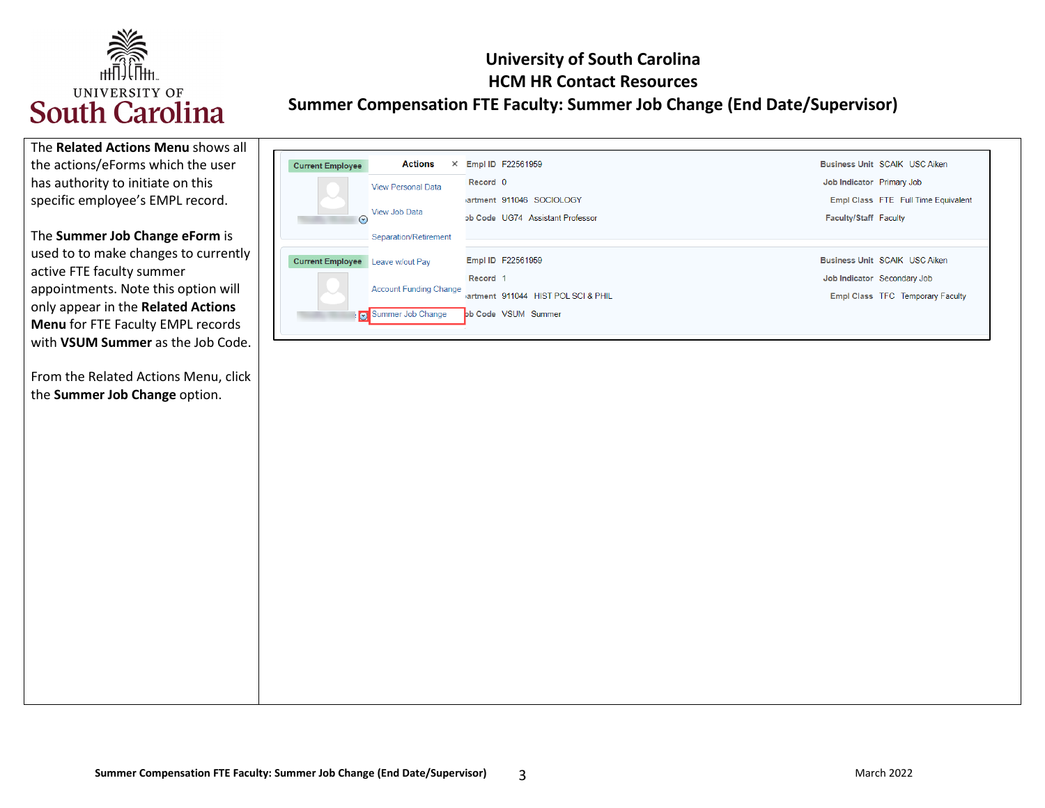# University of South Carolina
## HCM HR Contact Resources
## Summer Compensation FTE Faculty: Summer Job Change (End Date/Supervisor)

The **Related Actions Menu** shows all the actions/eForms which the user has authority to initiate on this specific employee's EMPL record.

The **Summer Job Change eForm** is used to to make changes to currently active FTE faculty summer appointments. Note this option will only appear in the **Related Actions Menu** for FTE Faculty EMPL records with **VSUM Summer** as the Job Code.

From the Related Actions Menu, click the **Summer Job Change** option.

Current Employee

Actions

- View Personal Data
- View Job Data
- Separation/Retirement
- Leave w/out Pay
- Account Funding Change
- Summer Job Change

Empl ID F22561959 | Business Unit SCAIK USC Aiken
Record 0 | Job Indicator Primary Job
Department 911046 SOCIOLOGY | Empl Class FTE Full Time Equivalent
Job Code UG74 Assistant Professor | Faculty/Staff Faculty

Current Employee

Empl ID F22561959 | Business Unit SCAIK USC Aiken
Record 1 | Job Indicator Secondary Job
Department 911044 HIST POL SCI & PHIL | Empl Class TFC Temporary Faculty
Job Code VSUM Summer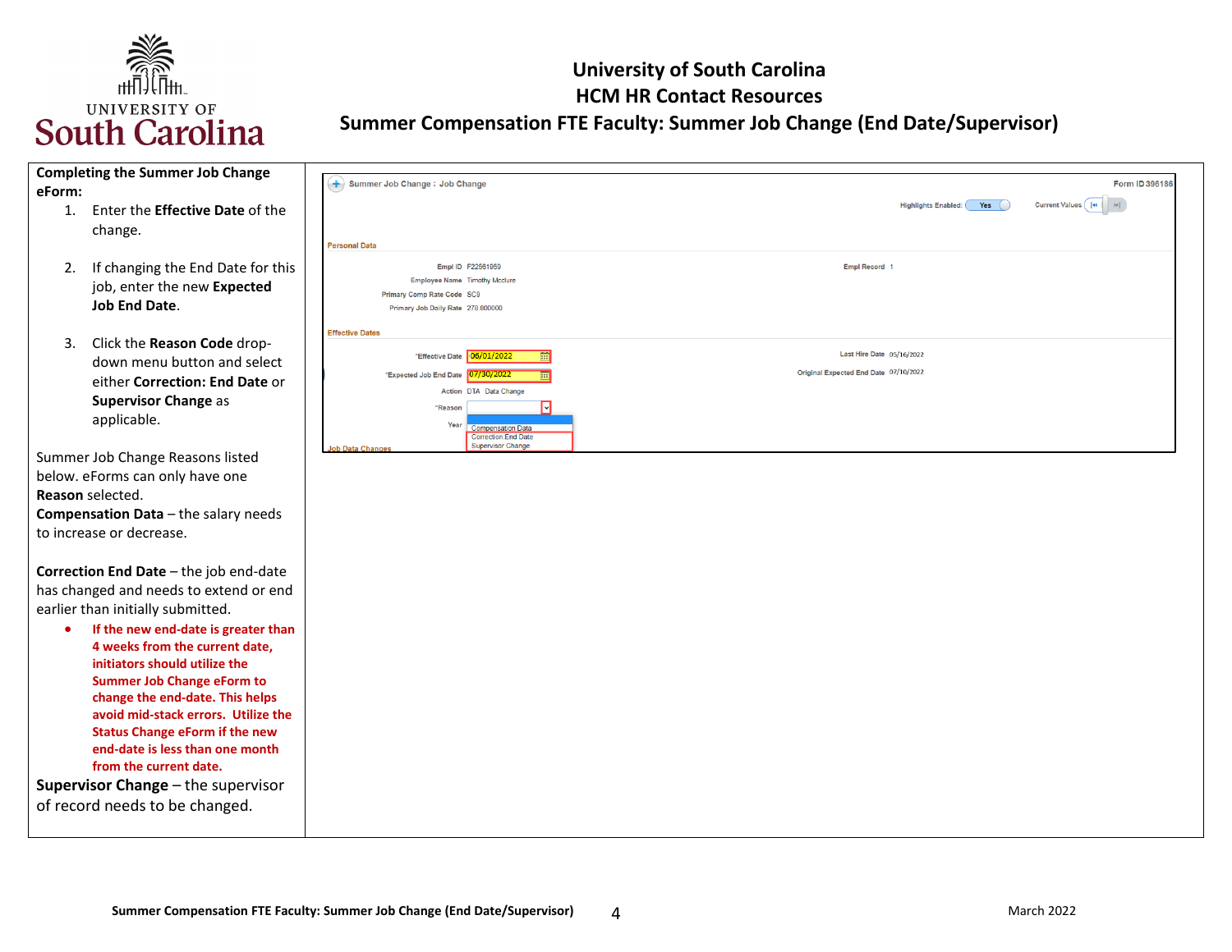# University of South Carolina
## HCM HR Contact Resources
## Summer Compensation FTE Faculty: Summer Job Change (End Date/Supervisor)

**Completing the Summer Job Change eForm:**

1. Enter the **Effective Date** of the change.
2. If changing the End Date for this job, enter the new **Expected Job End Date**.
3. Click the **Reason Code** drop-down menu button and select either **Correction: End Date** or **Supervisor Change** as applicable.

Summer Job Change Reasons listed below. eForms can only have one **Reason** selected.

**Compensation Data** – the salary needs to increase or decrease.

**Correction End Date** – the job end-date has changed and needs to extend or end earlier than initially submitted.

- **If the new end-date is greater than 4 weeks from the current date, initiators should utilize the Summer Job Change eForm to change the end-date. This helps avoid mid-stack errors. Utilize the Status Change eForm if the new end-date is less than one month from the current date.**

**Supervisor Change** – the supervisor of record needs to be changed.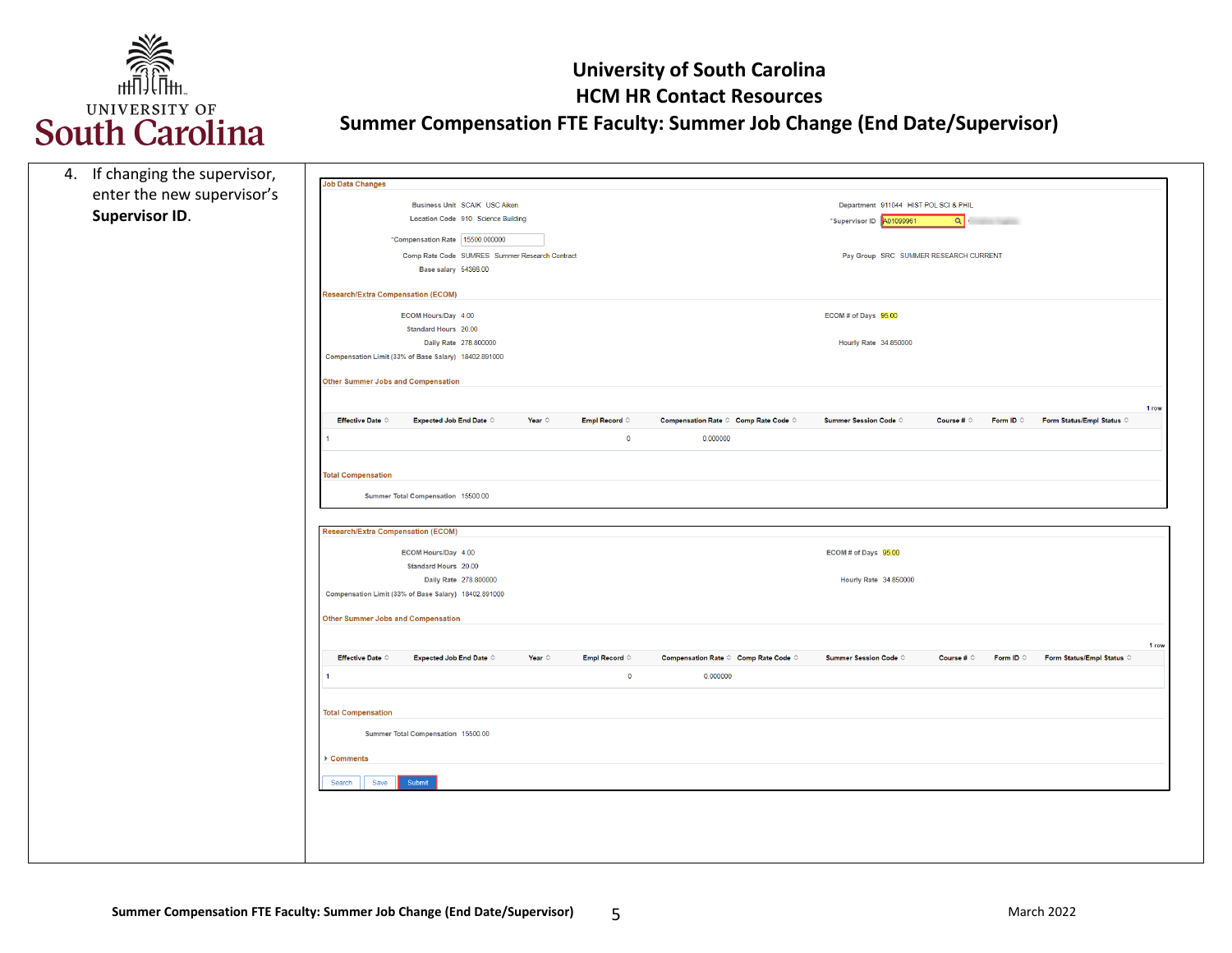4. If changing the supervisor, enter the new supervisor's **Supervisor ID**.

**Job Data Changes**

Business Unit SCAIK USC Aiken

Location Code 910 Science Building

*Compensation Rate 15500.000000

Comp Rate Code SUMRES Summer Research Contract

Base salary 54368.00

Department 911044 HIST POL SCI & PHIL

*Supervisor ID A01099961

Pay Group SRC SUMMER RESEARCH CURRENT

**Research/Extra Compensation (ECOM)**

ECOM Hours/Day 4.00

Standard Hours 20.00

Daily Rate 278.800000

Compensation Limit (33% of Base Salary) 18402.891000

ECOM # of Days 95.00

Hourly Rate 34.850000

**Other Summer Jobs and Compensation**

1 row

| Effective Date | Expected Job End Date | Year | Empl Record | Compensation Rate | Comp Rate Code | Summer Session Code | Course # | Form ID | Form Status/Empl Status |
|---|---|---|---|---|---|---|---|---|---|
| 1 | | | 0 | 0.000000 | | | | | |

**Total Compensation**

Summer Total Compensation 15500.00

**Research/Extra Compensation (ECOM)**

ECOM Hours/Day 4.00

Standard Hours 20.00

Daily Rate 278.800000

Compensation Limit (33% of Base Salary) 18402.891000

ECOM # of Days 95.00

Hourly Rate 34.850000

**Other Summer Jobs and Compensation**

1 row

| Effective Date | Expected Job End Date | Year | Empl Record | Compensation Rate | Comp Rate Code | Summer Session Code | Course # | Form ID | Form Status/Empl Status |
|---|---|---|---|---|---|---|---|---|---|
| 1 | | | 0 | 0.000000 | | | | | |

**Total Compensation**

Summer Total Compensation 15500.00

Comments

Search | Save | Submit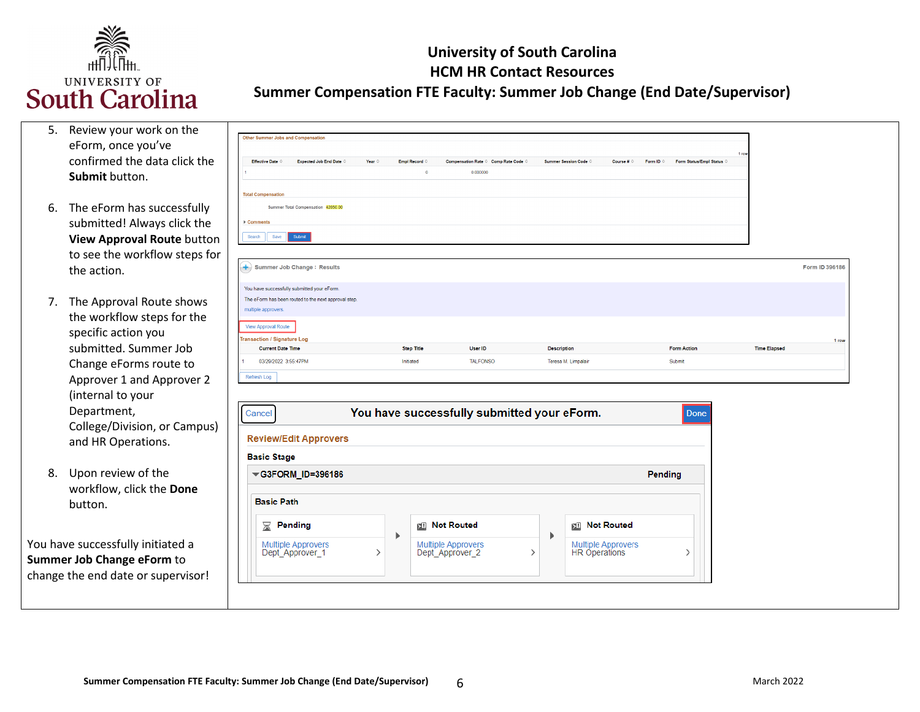# University of South Carolina
## HCM HR Contact Resources
## Summer Compensation FTE Faculty: Summer Job Change (End Date/Supervisor)

5. Review your work on the eForm, once you've confirmed the data click the **Submit** button.

6. The eForm has successfully submitted! Always click the **View Approval Route** button to see the workflow steps for the action.

7. The Approval Route shows the workflow steps for the specific action you submitted. Summer Job Change eForms route to Approver 1 and Approver 2 (internal to your Department, College/Division, or Campus) and HR Operations.

8. Upon review of the workflow, click the **Done** button.

You have successfully initiated a **Summer Job Change eForm** to change the end date or supervisor!

Other Summer Jobs and Compensation

| Effective Date | Expected Job End Date | Year | Empl Record | Compensation Rate | Comp Rate Code | Summer Session Code | Course # | Form ID | Form Status/Empl Status |
|---|---|---|---|---|---|---|---|---|---|
| 1 | | | 0 | 0.000000 | | | | | |

Total Compensation

Summer Total Compensation 42050.00

Comments

Search | Save | Submit

Summer Job Change : Results — Form ID 396186

You have successfully submitted your eForm.
The eForm has been routed to the next approval step.
multiple approvers.

View Approval Route

Transaction / Signature Log

| | Current Date Time | Step Title | User ID | Description | Form Action | Time Elapsed |
|---|---|---|---|---|---|---|
| 1 | 03/29/2022 3:55:47PM | Initiated | TALFONSO | Teresa M. Limpalair | Submit | |

Refresh Log

Cancel — You have successfully submitted your eForm. — Done

Review/Edit Approvers

Basic Stage

G3FORM_ID=396186 — Pending

Basic Path

| Pending | Not Routed | Not Routed |
|---|---|---|
| Multiple Approvers Dept_Approver_1 | Multiple Approvers Dept_Approver_2 | Multiple Approvers HR Operations |